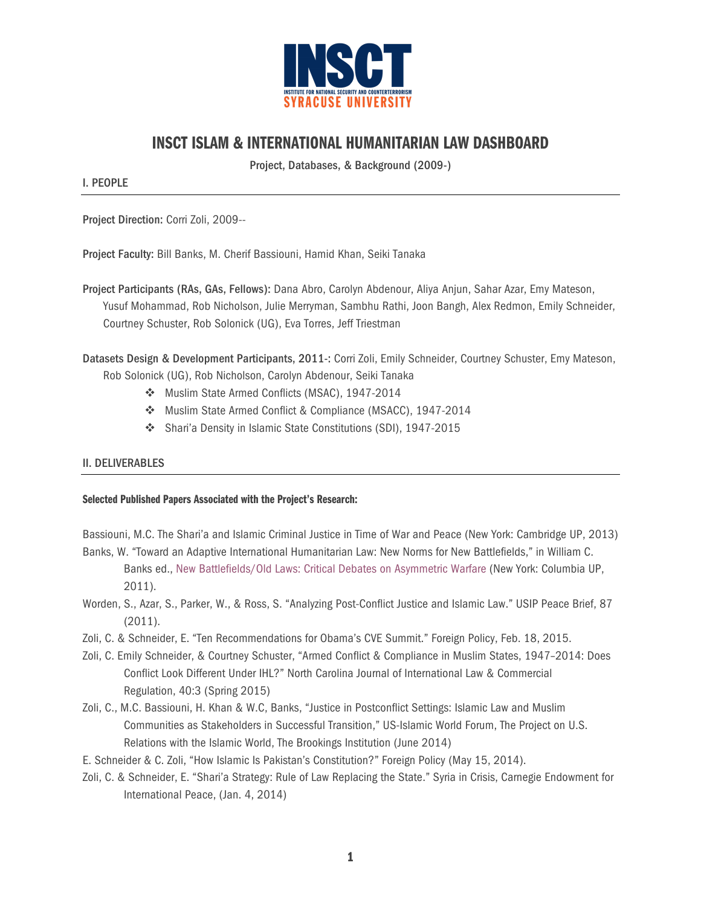INSCT

INSTITUTE FOR NATIONAL SECURITY AND COUNTERTERRORISM

SYRACUSE UNIVERSITY

# INSCT ISLAM & INTERNATIONAL HUMANITARIAN LAW DASHBOARD

**Project, Databases, & Background (2009-)**

## I. PEOPLE

**Project Direction:** Corri Zoli, 2009--

**Project Faculty:** Bill Banks, M. Cherif Bassiouni, Hamid Khan, Seiki Tanaka

**Project Participants (RAs, GAs, Fellows):** Dana Abro, Carolyn Abdenour, Aliya Anjun, Sahar Azar, Emy Mateson, Yusuf Mohammad, Rob Nicholson, Julie Merryman, Sambhu Rathi, Joon Bangh, Alex Redmon, Emily Schneider, Courtney Schuster, Rob Solonick (UG), Eva Torres, Jeff Triestman

**Datasets Design & Development Participants, 2011-:** Corri Zoli, Emily Schneider, Courtney Schuster, Emy Mateson, Rob Solonick (UG), Rob Nicholson, Carolyn Abdenour, Seiki Tanaka

- Muslim State Armed Conflicts (MSAC), 1947-2014
- Muslim State Armed Conflict & Compliance (MSACC), 1947-2014
- Shari'a Density in Islamic State Constitutions (SDI), 1947-2015

## II. DELIVERABLES

**Selected Published Papers Associated with the Project's Research:**

Bassiouni, M.C. The Shari'a and Islamic Criminal Justice in Time of War and Peace (New York: Cambridge UP, 2013)

Banks, W. "Toward an Adaptive International Humanitarian Law: New Norms for New Battlefields," in William C. Banks ed., New Battlefields/Old Laws: Critical Debates on Asymmetric Warfare (New York: Columbia UP, 2011).

Worden, S., Azar, S., Parker, W., & Ross, S. "Analyzing Post-Conflict Justice and Islamic Law." USIP Peace Brief, 87 (2011).

Zoli, C. & Schneider, E. "Ten Recommendations for Obama's CVE Summit." Foreign Policy, Feb. 18, 2015.

Zoli, C. Emily Schneider, & Courtney Schuster, "Armed Conflict & Compliance in Muslim States, 1947–2014: Does Conflict Look Different Under IHL?" North Carolina Journal of International Law & Commercial Regulation, 40:3 (Spring 2015)

Zoli, C., M.C. Bassiouni, H. Khan & W.C, Banks, "Justice in Postconflict Settings: Islamic Law and Muslim Communities as Stakeholders in Successful Transition," US-Islamic World Forum, The Project on U.S. Relations with the Islamic World, The Brookings Institution (June 2014)

E. Schneider & C. Zoli, "How Islamic Is Pakistan's Constitution?" Foreign Policy (May 15, 2014).

Zoli, C. & Schneider, E. "Shari'a Strategy: Rule of Law Replacing the State." Syria in Crisis, Carnegie Endowment for International Peace, (Jan. 4, 2014)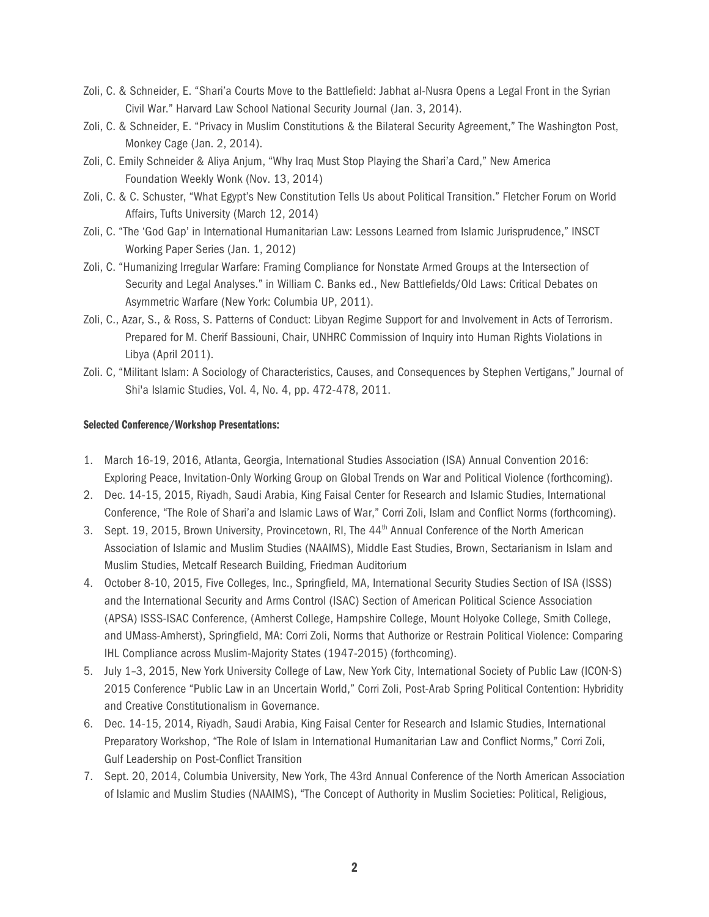Zoli, C. & Schneider, E. "Shari'a Courts Move to the Battlefield: Jabhat al-Nusra Opens a Legal Front in the Syrian Civil War." Harvard Law School National Security Journal (Jan. 3, 2014).

Zoli, C. & Schneider, E. "Privacy in Muslim Constitutions & the Bilateral Security Agreement," The Washington Post, Monkey Cage (Jan. 2, 2014).

Zoli, C. Emily Schneider & Aliya Anjum, "Why Iraq Must Stop Playing the Shari'a Card," New America Foundation Weekly Wonk (Nov. 13, 2014)

Zoli, C. & C. Schuster, "What Egypt's New Constitution Tells Us about Political Transition." Fletcher Forum on World Affairs, Tufts University (March 12, 2014)

Zoli, C. "The 'God Gap' in International Humanitarian Law: Lessons Learned from Islamic Jurisprudence," INSCT Working Paper Series (Jan. 1, 2012)

Zoli, C. "Humanizing Irregular Warfare: Framing Compliance for Nonstate Armed Groups at the Intersection of Security and Legal Analyses." in William C. Banks ed., New Battlefields/Old Laws: Critical Debates on Asymmetric Warfare (New York: Columbia UP, 2011).

Zoli, C., Azar, S., & Ross, S. Patterns of Conduct: Libyan Regime Support for and Involvement in Acts of Terrorism. Prepared for M. Cherif Bassiouni, Chair, UNHRC Commission of Inquiry into Human Rights Violations in Libya (April 2011).

Zoli. C, "Militant Islam: A Sociology of Characteristics, Causes, and Consequences by Stephen Vertigans," Journal of Shi'a Islamic Studies, Vol. 4, No. 4, pp. 472-478, 2011.

**Selected Conference/Workshop Presentations:**

1. March 16-19, 2016, Atlanta, Georgia, International Studies Association (ISA) Annual Convention 2016: Exploring Peace, Invitation-Only Working Group on Global Trends on War and Political Violence (forthcoming).
2. Dec. 14-15, 2015, Riyadh, Saudi Arabia, King Faisal Center for Research and Islamic Studies, International Conference, "The Role of Shari'a and Islamic Laws of War," Corri Zoli, Islam and Conflict Norms (forthcoming).
3. Sept. 19, 2015, Brown University, Provincetown, RI, The 44th Annual Conference of the North American Association of Islamic and Muslim Studies (NAAIMS), Middle East Studies, Brown, Sectarianism in Islam and Muslim Studies, Metcalf Research Building, Friedman Auditorium
4. October 8-10, 2015, Five Colleges, Inc., Springfield, MA, International Security Studies Section of ISA (ISSS) and the International Security and Arms Control (ISAC) Section of American Political Science Association (APSA) ISSS-ISAC Conference, (Amherst College, Hampshire College, Mount Holyoke College, Smith College, and UMass-Amherst), Springfield, MA: Corri Zoli, Norms that Authorize or Restrain Political Violence: Comparing IHL Compliance across Muslim-Majority States (1947-2015) (forthcoming).
5. July 1–3, 2015, New York University College of Law, New York City, International Society of Public Law (ICON·S) 2015 Conference "Public Law in an Uncertain World," Corri Zoli, Post-Arab Spring Political Contention: Hybridity and Creative Constitutionalism in Governance.
6. Dec. 14-15, 2014, Riyadh, Saudi Arabia, King Faisal Center for Research and Islamic Studies, International Preparatory Workshop, "The Role of Islam in International Humanitarian Law and Conflict Norms," Corri Zoli, Gulf Leadership on Post-Conflict Transition
7. Sept. 20, 2014, Columbia University, New York, The 43rd Annual Conference of the North American Association of Islamic and Muslim Studies (NAAIMS), "The Concept of Authority in Muslim Societies: Political, Religious,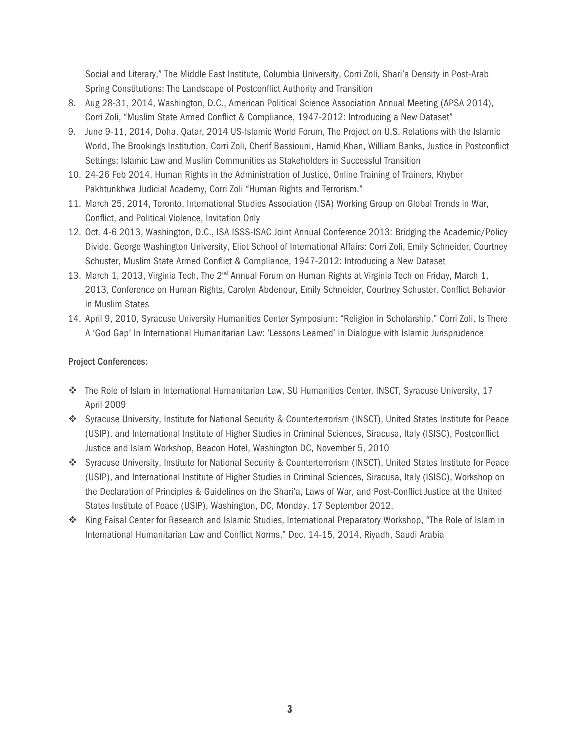Social and Literary," The Middle East Institute, Columbia University, Corri Zoli, Shari'a Density in Post-Arab Spring Constitutions: The Landscape of Postconflict Authority and Transition

8. Aug 28-31, 2014, Washington, D.C., American Political Science Association Annual Meeting (APSA 2014), Corri Zoli, "Muslim State Armed Conflict & Compliance, 1947-2012: Introducing a New Dataset"
9. June 9-11, 2014, Doha, Qatar, 2014 US-Islamic World Forum, The Project on U.S. Relations with the Islamic World, The Brookings Institution, Corri Zoli, Cherif Bassiouni, Hamid Khan, William Banks, Justice in Postconflict Settings: Islamic Law and Muslim Communities as Stakeholders in Successful Transition
10. 24-26 Feb 2014, Human Rights in the Administration of Justice, Online Training of Trainers, Khyber Pakhtunkhwa Judicial Academy, Corri Zoli "Human Rights and Terrorism."
11. March 25, 2014, Toronto, International Studies Association (ISA) Working Group on Global Trends in War, Conflict, and Political Violence, Invitation Only
12. Oct. 4-6 2013, Washington, D.C., ISA ISSS-ISAC Joint Annual Conference 2013: Bridging the Academic/Policy Divide, George Washington University, Eliot School of International Affairs: Corri Zoli, Emily Schneider, Courtney Schuster, Muslim State Armed Conflict & Compliance, 1947-2012: Introducing a New Dataset
13. March 1, 2013, Virginia Tech, The 2nd Annual Forum on Human Rights at Virginia Tech on Friday, March 1, 2013, Conference on Human Rights, Carolyn Abdenour, Emily Schneider, Courtney Schuster, Conflict Behavior in Muslim States
14. April 9, 2010, Syracuse University Humanities Center Symposium: "Religion in Scholarship," Corri Zoli, Is There A 'God Gap' In International Humanitarian Law: 'Lessons Learned' in Dialogue with Islamic Jurisprudence

**Project Conferences:**

- The Role of Islam in International Humanitarian Law, SU Humanities Center, INSCT, Syracuse University, 17 April 2009
- Syracuse University, Institute for National Security & Counterterrorism (INSCT), United States Institute for Peace (USIP), and International Institute of Higher Studies in Criminal Sciences, Siracusa, Italy (ISISC), Postconflict Justice and Islam Workshop, Beacon Hotel, Washington DC, November 5, 2010
- Syracuse University, Institute for National Security & Counterterrorism (INSCT), United States Institute for Peace (USIP), and International Institute of Higher Studies in Criminal Sciences, Siracusa, Italy (ISISC), Workshop on the Declaration of Principles & Guidelines on the Shari'a, Laws of War, and Post-Conflict Justice at the United States Institute of Peace (USIP), Washington, DC, Monday, 17 September 2012.
- King Faisal Center for Research and Islamic Studies, International Preparatory Workshop, "The Role of Islam in International Humanitarian Law and Conflict Norms," Dec. 14-15, 2014, Riyadh, Saudi Arabia